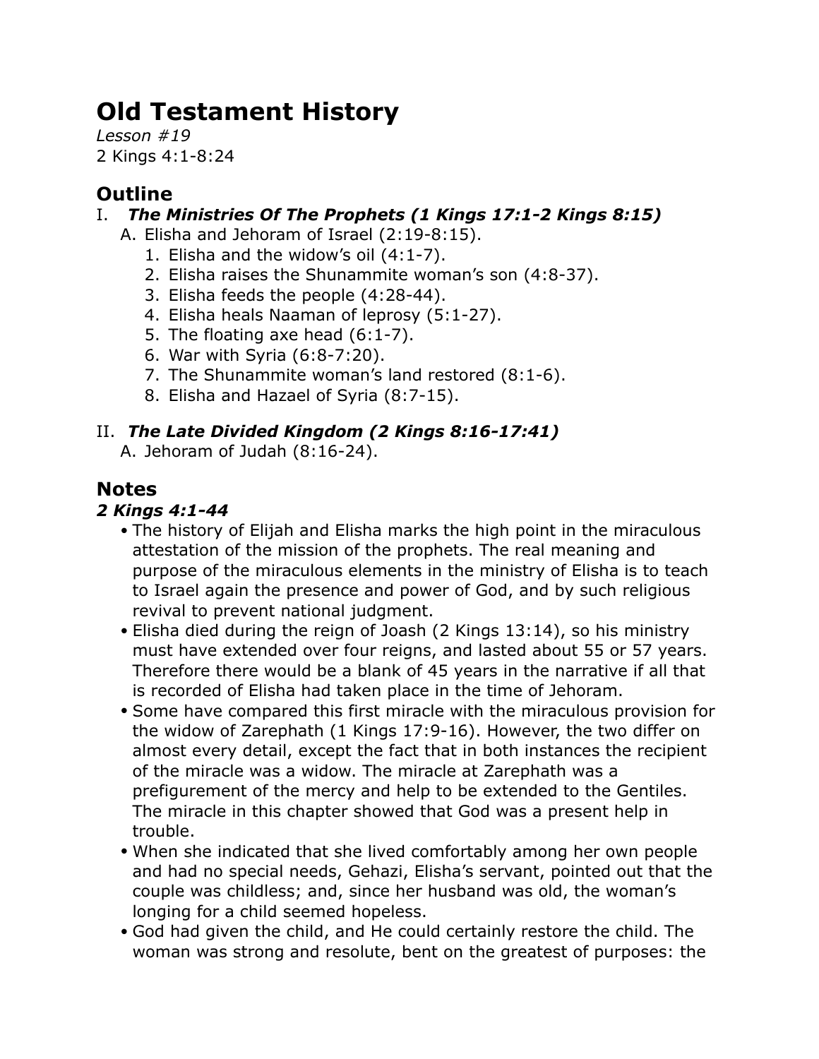# Old Testament History

*Lesson #19*
2 Kings 4:1-8:24

## Outline

I. ***The Ministries Of The Prophets (1 Kings 17:1-2 Kings 8:15)***
   A. Elisha and Jehoram of Israel (2:19-8:15).
      1. Elisha and the widow's oil (4:1-7).
      2. Elisha raises the Shunammite woman's son (4:8-37).
      3. Elisha feeds the people (4:28-44).
      4. Elisha heals Naaman of leprosy (5:1-27).
      5. The floating axe head (6:1-7).
      6. War with Syria (6:8-7:20).
      7. The Shunammite woman's land restored (8:1-6).
      8. Elisha and Hazael of Syria (8:7-15).

II. ***The Late Divided Kingdom (2 Kings 8:16-17:41)***
   A. Jehoram of Judah (8:16-24).

## Notes

### *2 Kings 4:1-44*

- The history of Elijah and Elisha marks the high point in the miraculous attestation of the mission of the prophets. The real meaning and purpose of the miraculous elements in the ministry of Elisha is to teach to Israel again the presence and power of God, and by such religious revival to prevent national judgment.
- Elisha died during the reign of Joash (2 Kings 13:14), so his ministry must have extended over four reigns, and lasted about 55 or 57 years. Therefore there would be a blank of 45 years in the narrative if all that is recorded of Elisha had taken place in the time of Jehoram.
- Some have compared this first miracle with the miraculous provision for the widow of Zarephath (1 Kings 17:9-16). However, the two differ on almost every detail, except the fact that in both instances the recipient of the miracle was a widow. The miracle at Zarephath was a prefigurement of the mercy and help to be extended to the Gentiles. The miracle in this chapter showed that God was a present help in trouble.
- When she indicated that she lived comfortably among her own people and had no special needs, Gehazi, Elisha's servant, pointed out that the couple was childless; and, since her husband was old, the woman's longing for a child seemed hopeless.
- God had given the child, and He could certainly restore the child. The woman was strong and resolute, bent on the greatest of purposes: the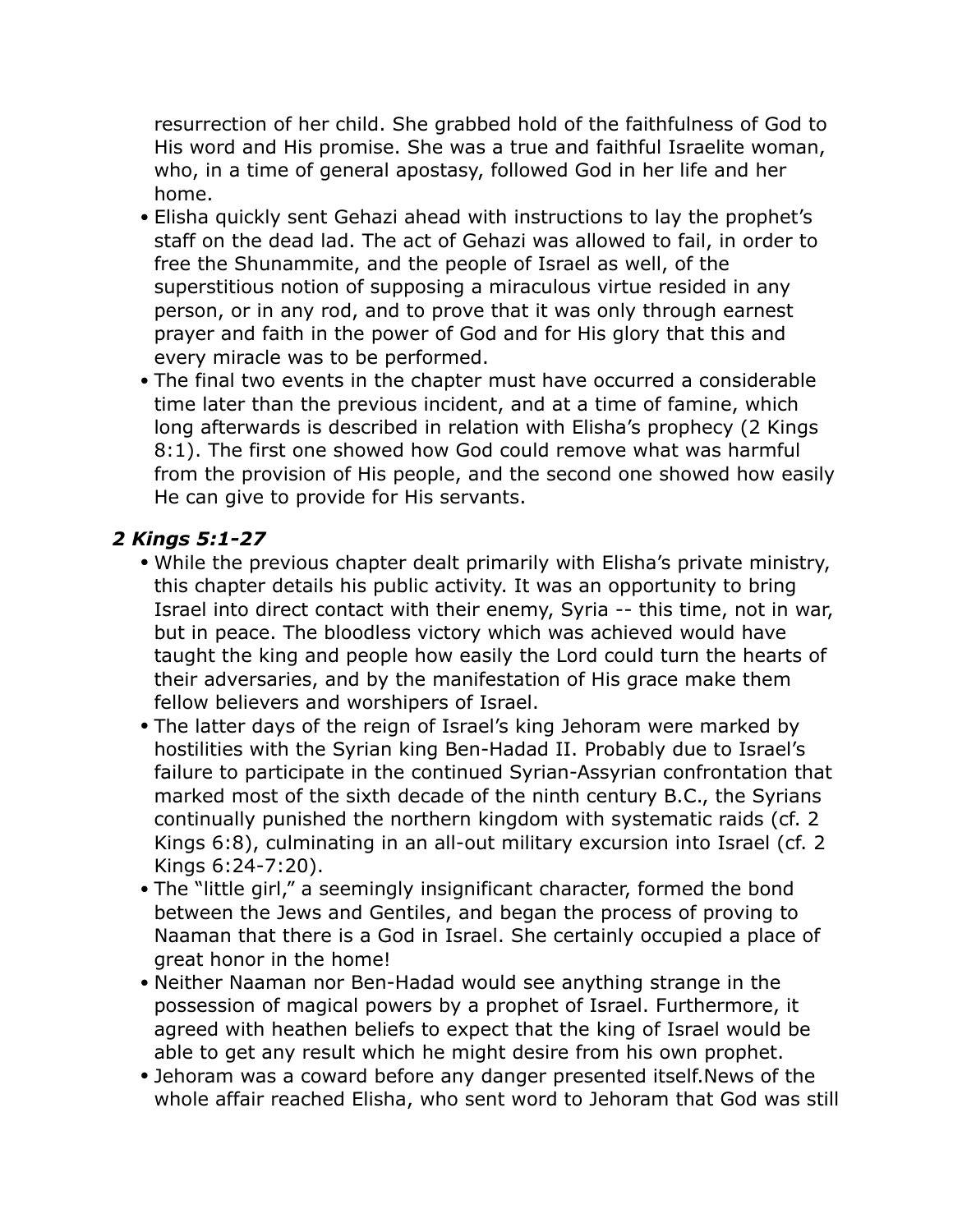resurrection of her child. She grabbed hold of the faithfulness of God to His word and His promise. She was a true and faithful Israelite woman, who, in a time of general apostasy, followed God in her life and her home.

- Elisha quickly sent Gehazi ahead with instructions to lay the prophet's staff on the dead lad. The act of Gehazi was allowed to fail, in order to free the Shunammite, and the people of Israel as well, of the superstitious notion of supposing a miraculous virtue resided in any person, or in any rod, and to prove that it was only through earnest prayer and faith in the power of God and for His glory that this and every miracle was to be performed.
- The final two events in the chapter must have occurred a considerable time later than the previous incident, and at a time of famine, which long afterwards is described in relation with Elisha's prophecy (2 Kings 8:1). The first one showed how God could remove what was harmful from the provision of His people, and the second one showed how easily He can give to provide for His servants.

### *2 Kings 5:1-27*

- While the previous chapter dealt primarily with Elisha's private ministry, this chapter details his public activity. It was an opportunity to bring Israel into direct contact with their enemy, Syria -- this time, not in war, but in peace. The bloodless victory which was achieved would have taught the king and people how easily the Lord could turn the hearts of their adversaries, and by the manifestation of His grace make them fellow believers and worshipers of Israel.
- The latter days of the reign of Israel's king Jehoram were marked by hostilities with the Syrian king Ben-Hadad II. Probably due to Israel's failure to participate in the continued Syrian-Assyrian confrontation that marked most of the sixth decade of the ninth century B.C., the Syrians continually punished the northern kingdom with systematic raids (cf. 2 Kings 6:8), culminating in an all-out military excursion into Israel (cf. 2 Kings 6:24-7:20).
- The "little girl," a seemingly insignificant character, formed the bond between the Jews and Gentiles, and began the process of proving to Naaman that there is a God in Israel. She certainly occupied a place of great honor in the home!
- Neither Naaman nor Ben-Hadad would see anything strange in the possession of magical powers by a prophet of Israel. Furthermore, it agreed with heathen beliefs to expect that the king of Israel would be able to get any result which he might desire from his own prophet.
- Jehoram was a coward before any danger presented itself.News of the whole affair reached Elisha, who sent word to Jehoram that God was still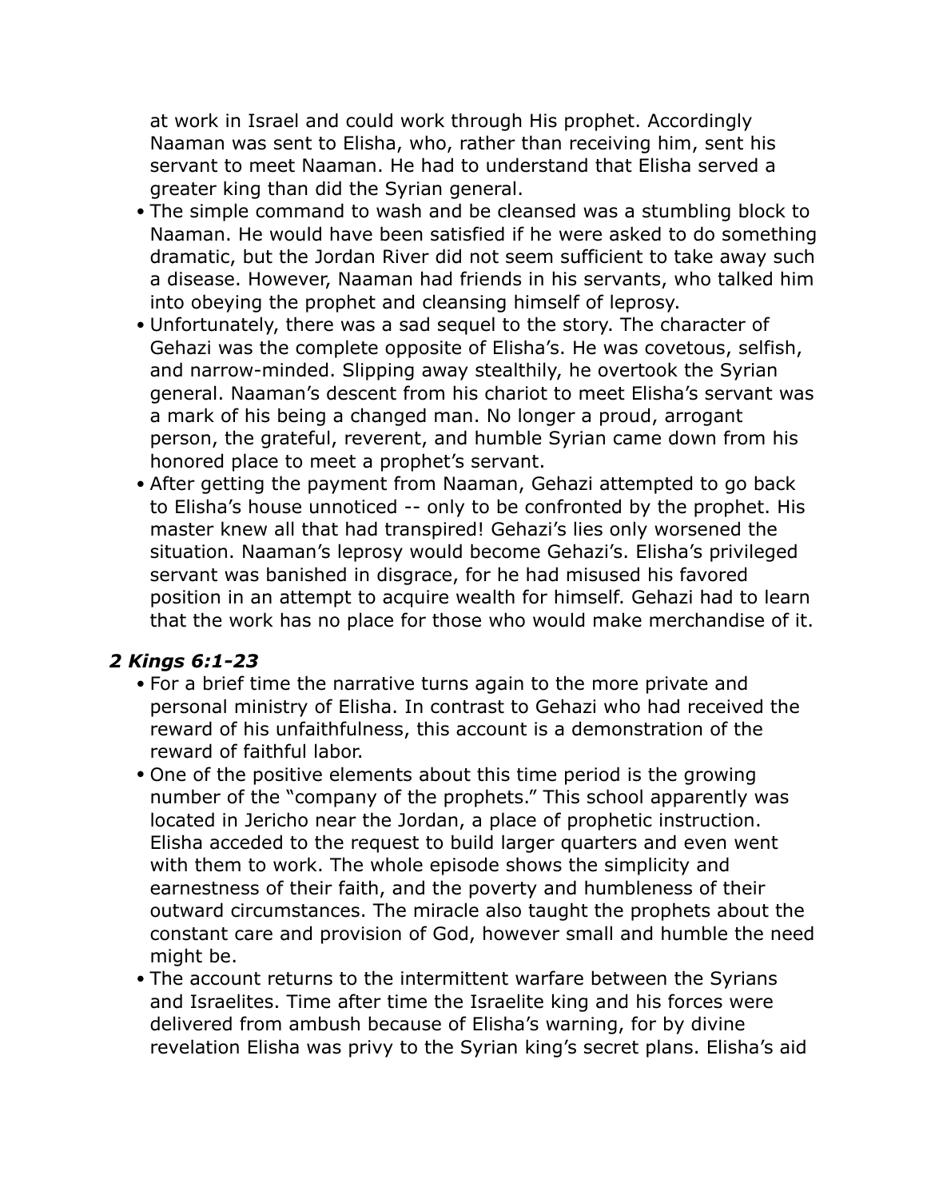at work in Israel and could work through His prophet. Accordingly Naaman was sent to Elisha, who, rather than receiving him, sent his servant to meet Naaman. He had to understand that Elisha served a greater king than did the Syrian general.

- The simple command to wash and be cleansed was a stumbling block to Naaman. He would have been satisfied if he were asked to do something dramatic, but the Jordan River did not seem sufficient to take away such a disease. However, Naaman had friends in his servants, who talked him into obeying the prophet and cleansing himself of leprosy.
- Unfortunately, there was a sad sequel to the story. The character of Gehazi was the complete opposite of Elisha's. He was covetous, selfish, and narrow-minded. Slipping away stealthily, he overtook the Syrian general. Naaman's descent from his chariot to meet Elisha's servant was a mark of his being a changed man. No longer a proud, arrogant person, the grateful, reverent, and humble Syrian came down from his honored place to meet a prophet's servant.
- After getting the payment from Naaman, Gehazi attempted to go back to Elisha's house unnoticed -- only to be confronted by the prophet. His master knew all that had transpired! Gehazi's lies only worsened the situation. Naaman's leprosy would become Gehazi's. Elisha's privileged servant was banished in disgrace, for he had misused his favored position in an attempt to acquire wealth for himself. Gehazi had to learn that the work has no place for those who would make merchandise of it.

## *2 Kings 6:1-23*

- For a brief time the narrative turns again to the more private and personal ministry of Elisha. In contrast to Gehazi who had received the reward of his unfaithfulness, this account is a demonstration of the reward of faithful labor.
- One of the positive elements about this time period is the growing number of the "company of the prophets." This school apparently was located in Jericho near the Jordan, a place of prophetic instruction. Elisha acceded to the request to build larger quarters and even went with them to work. The whole episode shows the simplicity and earnestness of their faith, and the poverty and humbleness of their outward circumstances. The miracle also taught the prophets about the constant care and provision of God, however small and humble the need might be.
- The account returns to the intermittent warfare between the Syrians and Israelites. Time after time the Israelite king and his forces were delivered from ambush because of Elisha's warning, for by divine revelation Elisha was privy to the Syrian king's secret plans. Elisha's aid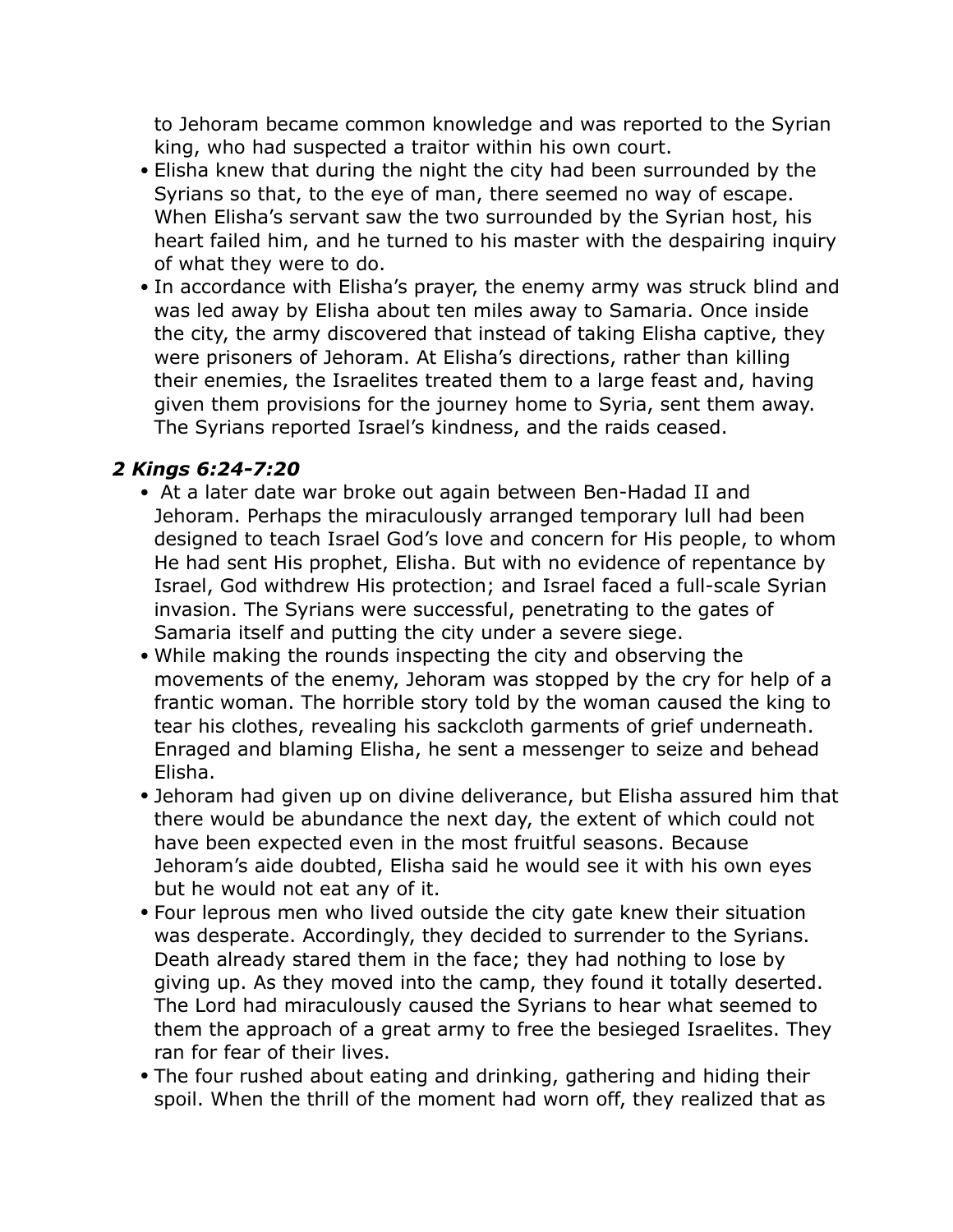to Jehoram became common knowledge and was reported to the Syrian king, who had suspected a traitor within his own court.

- Elisha knew that during the night the city had been surrounded by the Syrians so that, to the eye of man, there seemed no way of escape. When Elisha's servant saw the two surrounded by the Syrian host, his heart failed him, and he turned to his master with the despairing inquiry of what they were to do.
- In accordance with Elisha's prayer, the enemy army was struck blind and was led away by Elisha about ten miles away to Samaria. Once inside the city, the army discovered that instead of taking Elisha captive, they were prisoners of Jehoram. At Elisha's directions, rather than killing their enemies, the Israelites treated them to a large feast and, having given them provisions for the journey home to Syria, sent them away. The Syrians reported Israel's kindness, and the raids ceased.

### *2 Kings 6:24-7:20*

- At a later date war broke out again between Ben-Hadad II and Jehoram. Perhaps the miraculously arranged temporary lull had been designed to teach Israel God's love and concern for His people, to whom He had sent His prophet, Elisha. But with no evidence of repentance by Israel, God withdrew His protection; and Israel faced a full-scale Syrian invasion. The Syrians were successful, penetrating to the gates of Samaria itself and putting the city under a severe siege.
- While making the rounds inspecting the city and observing the movements of the enemy, Jehoram was stopped by the cry for help of a frantic woman. The horrible story told by the woman caused the king to tear his clothes, revealing his sackcloth garments of grief underneath. Enraged and blaming Elisha, he sent a messenger to seize and behead Elisha.
- Jehoram had given up on divine deliverance, but Elisha assured him that there would be abundance the next day, the extent of which could not have been expected even in the most fruitful seasons. Because Jehoram's aide doubted, Elisha said he would see it with his own eyes but he would not eat any of it.
- Four leprous men who lived outside the city gate knew their situation was desperate. Accordingly, they decided to surrender to the Syrians. Death already stared them in the face; they had nothing to lose by giving up. As they moved into the camp, they found it totally deserted. The Lord had miraculously caused the Syrians to hear what seemed to them the approach of a great army to free the besieged Israelites. They ran for fear of their lives.
- The four rushed about eating and drinking, gathering and hiding their spoil. When the thrill of the moment had worn off, they realized that as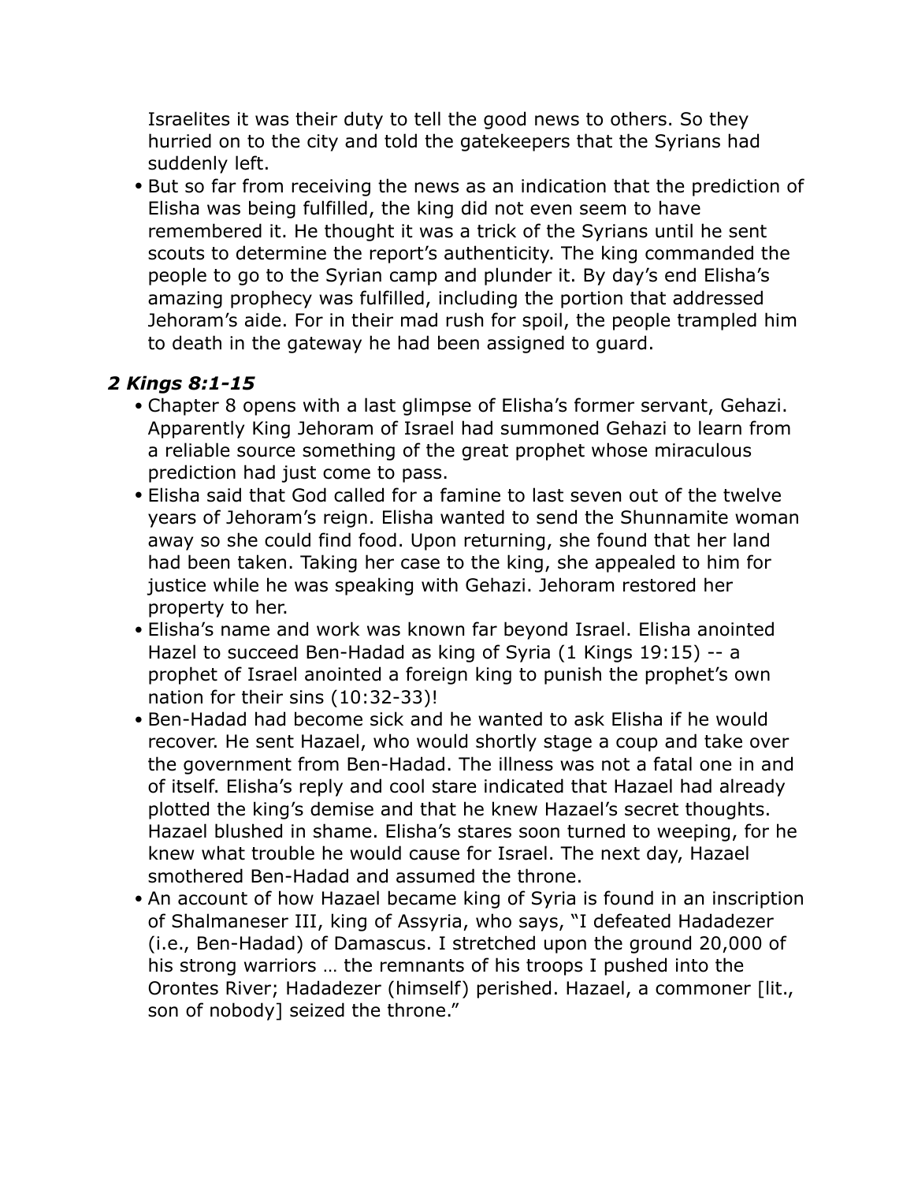Israelites it was their duty to tell the good news to others. So they hurried on to the city and told the gatekeepers that the Syrians had suddenly left.

- But so far from receiving the news as an indication that the prediction of Elisha was being fulfilled, the king did not even seem to have remembered it. He thought it was a trick of the Syrians until he sent scouts to determine the report's authenticity. The king commanded the people to go to the Syrian camp and plunder it. By day's end Elisha's amazing prophecy was fulfilled, including the portion that addressed Jehoram's aide. For in their mad rush for spoil, the people trampled him to death in the gateway he had been assigned to guard.

### *2 Kings 8:1-15*

- Chapter 8 opens with a last glimpse of Elisha's former servant, Gehazi. Apparently King Jehoram of Israel had summoned Gehazi to learn from a reliable source something of the great prophet whose miraculous prediction had just come to pass.
- Elisha said that God called for a famine to last seven out of the twelve years of Jehoram's reign. Elisha wanted to send the Shunnamite woman away so she could find food. Upon returning, she found that her land had been taken. Taking her case to the king, she appealed to him for justice while he was speaking with Gehazi. Jehoram restored her property to her.
- Elisha's name and work was known far beyond Israel. Elisha anointed Hazel to succeed Ben-Hadad as king of Syria (1 Kings 19:15) -- a prophet of Israel anointed a foreign king to punish the prophet's own nation for their sins (10:32-33)!
- Ben-Hadad had become sick and he wanted to ask Elisha if he would recover. He sent Hazael, who would shortly stage a coup and take over the government from Ben-Hadad. The illness was not a fatal one in and of itself. Elisha's reply and cool stare indicated that Hazael had already plotted the king's demise and that he knew Hazael's secret thoughts. Hazael blushed in shame. Elisha's stares soon turned to weeping, for he knew what trouble he would cause for Israel. The next day, Hazael smothered Ben-Hadad and assumed the throne.
- An account of how Hazael became king of Syria is found in an inscription of Shalmaneser III, king of Assyria, who says, "I defeated Hadadezer (i.e., Ben-Hadad) of Damascus. I stretched upon the ground 20,000 of his strong warriors … the remnants of his troops I pushed into the Orontes River; Hadadezer (himself) perished. Hazael, a commoner [lit., son of nobody] seized the throne."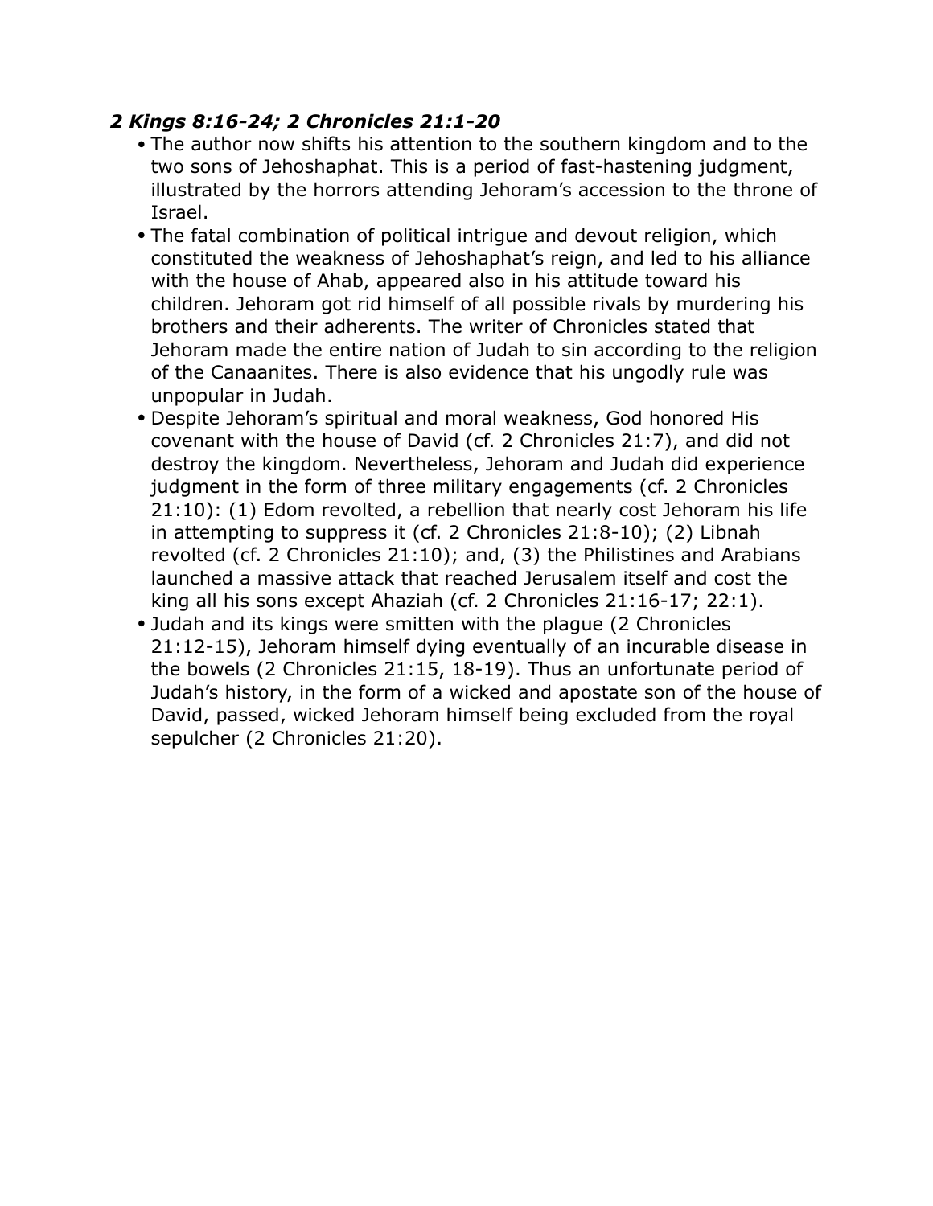***2 Kings 8:16-24; 2 Chronicles 21:1-20***

- The author now shifts his attention to the southern kingdom and to the two sons of Jehoshaphat. This is a period of fast-hastening judgment, illustrated by the horrors attending Jehoram's accession to the throne of Israel.
- The fatal combination of political intrigue and devout religion, which constituted the weakness of Jehoshaphat's reign, and led to his alliance with the house of Ahab, appeared also in his attitude toward his children. Jehoram got rid himself of all possible rivals by murdering his brothers and their adherents. The writer of Chronicles stated that Jehoram made the entire nation of Judah to sin according to the religion of the Canaanites. There is also evidence that his ungodly rule was unpopular in Judah.
- Despite Jehoram's spiritual and moral weakness, God honored His covenant with the house of David (cf. 2 Chronicles 21:7), and did not destroy the kingdom. Nevertheless, Jehoram and Judah did experience judgment in the form of three military engagements (cf. 2 Chronicles 21:10): (1) Edom revolted, a rebellion that nearly cost Jehoram his life in attempting to suppress it (cf. 2 Chronicles 21:8-10); (2) Libnah revolted (cf. 2 Chronicles 21:10); and, (3) the Philistines and Arabians launched a massive attack that reached Jerusalem itself and cost the king all his sons except Ahaziah (cf. 2 Chronicles 21:16-17; 22:1).
- Judah and its kings were smitten with the plague (2 Chronicles 21:12-15), Jehoram himself dying eventually of an incurable disease in the bowels (2 Chronicles 21:15, 18-19). Thus an unfortunate period of Judah's history, in the form of a wicked and apostate son of the house of David, passed, wicked Jehoram himself being excluded from the royal sepulcher (2 Chronicles 21:20).